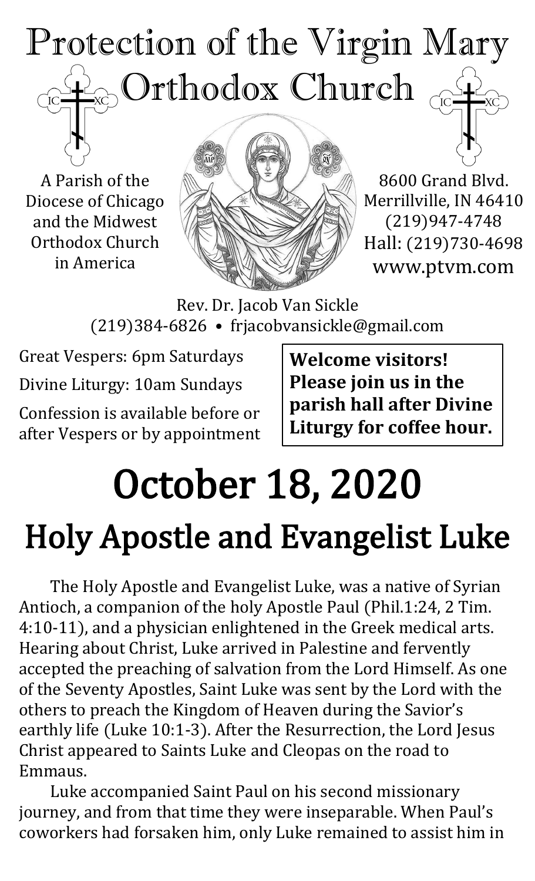# Protection of the Virgin Mary Orthodox Church

A Parish of the Diocese of Chicago and the Midwest Orthodox Church in America

8600 Grand Blvd.
Merrillville, IN 46410
(219)947-4748
Hall: (219)730-4698
www.ptvm.com

Rev. Dr. Jacob Van Sickle
(219)384-6826 • frjacobvansickle@gmail.com

Great Vespers: 6pm Saturdays

Divine Liturgy: 10am Sundays

Confession is available before or after Vespers or by appointment

**Welcome visitors! Please join us in the parish hall after Divine Liturgy for coffee hour.**

# October 18, 2020

## Holy Apostle and Evangelist Luke

The Holy Apostle and Evangelist Luke, was a native of Syrian Antioch, a companion of the holy Apostle Paul (Phil.1:24, 2 Tim. 4:10-11), and a physician enlightened in the Greek medical arts. Hearing about Christ, Luke arrived in Palestine and fervently accepted the preaching of salvation from the Lord Himself. As one of the Seventy Apostles, Saint Luke was sent by the Lord with the others to preach the Kingdom of Heaven during the Savior's earthly life (Luke 10:1-3). After the Resurrection, the Lord Jesus Christ appeared to Saints Luke and Cleopas on the road to Emmaus.

Luke accompanied Saint Paul on his second missionary journey, and from that time they were inseparable. When Paul's coworkers had forsaken him, only Luke remained to assist him in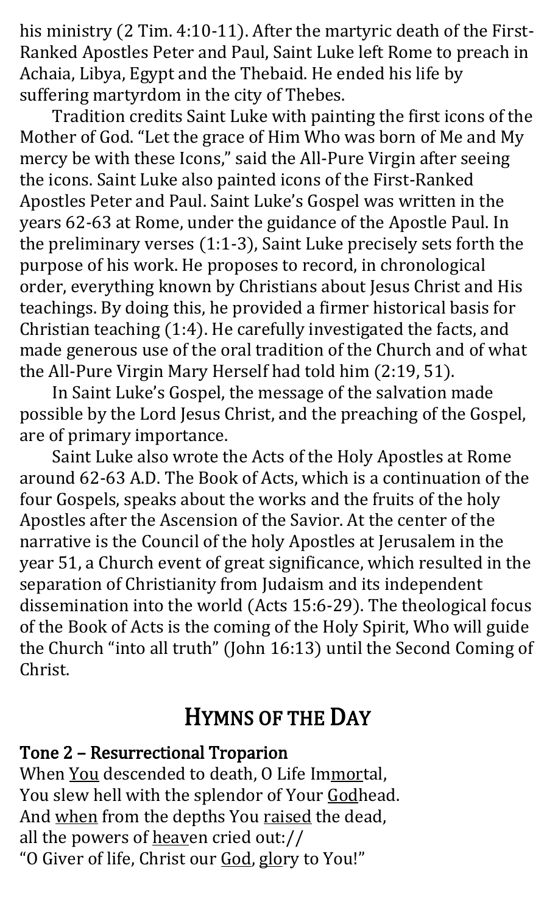his ministry (2 Tim. 4:10-11). After the martyric death of the First-Ranked Apostles Peter and Paul, Saint Luke left Rome to preach in Achaia, Libya, Egypt and the Thebaid. He ended his life by suffering martyrdom in the city of Thebes.

Tradition credits Saint Luke with painting the first icons of the Mother of God. "Let the grace of Him Who was born of Me and My mercy be with these Icons," said the All-Pure Virgin after seeing the icons. Saint Luke also painted icons of the First-Ranked Apostles Peter and Paul. Saint Luke's Gospel was written in the years 62-63 at Rome, under the guidance of the Apostle Paul. In the preliminary verses (1:1-3), Saint Luke precisely sets forth the purpose of his work. He proposes to record, in chronological order, everything known by Christians about Jesus Christ and His teachings. By doing this, he provided a firmer historical basis for Christian teaching (1:4). He carefully investigated the facts, and made generous use of the oral tradition of the Church and of what the All-Pure Virgin Mary Herself had told him (2:19, 51).

In Saint Luke's Gospel, the message of the salvation made possible by the Lord Jesus Christ, and the preaching of the Gospel, are of primary importance.

Saint Luke also wrote the Acts of the Holy Apostles at Rome around 62-63 A.D. The Book of Acts, which is a continuation of the four Gospels, speaks about the works and the fruits of the holy Apostles after the Ascension of the Savior. At the center of the narrative is the Council of the holy Apostles at Jerusalem in the year 51, a Church event of great significance, which resulted in the separation of Christianity from Judaism and its independent dissemination into the world (Acts 15:6-29). The theological focus of the Book of Acts is the coming of the Holy Spirit, Who will guide the Church "into all truth" (John 16:13) until the Second Coming of Christ.

## Hymns of the Day

**Tone 2 – Resurrectional Troparion**

When You descended to death, O Life Immortal,
You slew hell with the splendor of Your Godhead.
And when from the depths You raised the dead,
all the powers of heaven cried out://
"O Giver of life, Christ our God, glory to You!"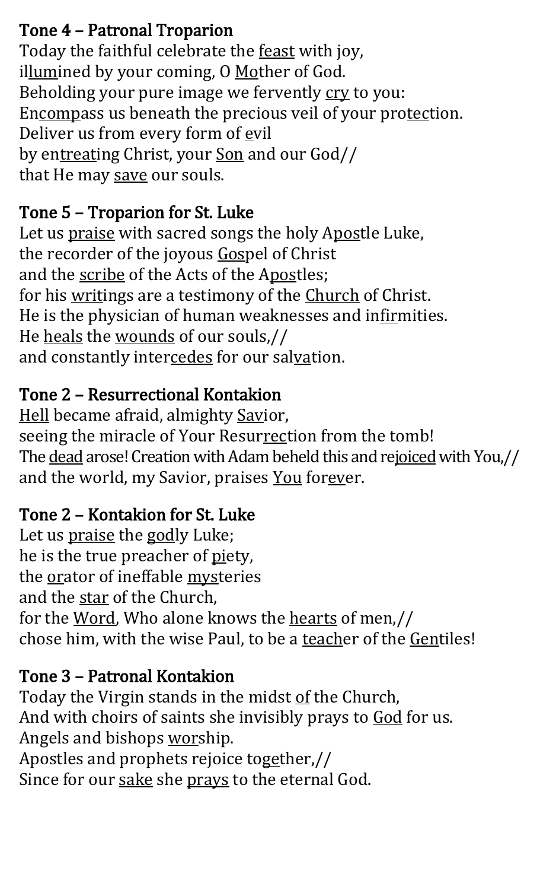## Tone 4 – Patronal Troparion

Today the faithful celebrate the feast with joy,
illumined by your coming, O Mother of God.
Beholding your pure image we fervently cry to you:
Encompass us beneath the precious veil of your protection.
Deliver us from every form of evil
by entreating Christ, your Son and our God//
that He may save our souls.

## Tone 5 – Troparion for St. Luke

Let us praise with sacred songs the holy Apostle Luke,
the recorder of the joyous Gospel of Christ
and the scribe of the Acts of the Apostles;
for his writings are a testimony of the Church of Christ.
He is the physician of human weaknesses and infirmities.
He heals the wounds of our souls,//
and constantly intercedes for our salvation.

## Tone 2 – Resurrectional Kontakion

Hell became afraid, almighty Savior,
seeing the miracle of Your Resurrection from the tomb!
The dead arose! Creation with Adam beheld this and rejoiced with You,//
and the world, my Savior, praises You forever.

## Tone 2 – Kontakion for St. Luke

Let us praise the godly Luke;
he is the true preacher of piety,
the orator of ineffable mysteries
and the star of the Church,
for the Word, Who alone knows the hearts of men,//
chose him, with the wise Paul, to be a teacher of the Gentiles!

## Tone 3 – Patronal Kontakion

Today the Virgin stands in the midst of the Church,
And with choirs of saints she invisibly prays to God for us.
Angels and bishops worship.
Apostles and prophets rejoice together,//
Since for our sake she prays to the eternal God.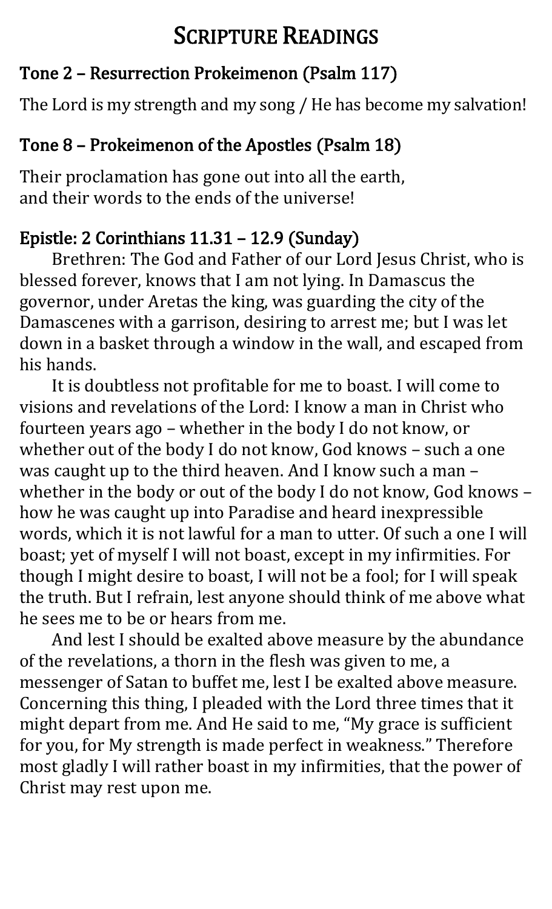# Scripture Readings

## Tone 2 – Resurrection Prokeimenon (Psalm 117)

The Lord is my strength and my song / He has become my salvation!

## Tone 8 – Prokeimenon of the Apostles (Psalm 18)

Their proclamation has gone out into all the earth,
and their words to the ends of the universe!

## Epistle: 2 Corinthians 11.31 – 12.9 (Sunday)

Brethren: The God and Father of our Lord Jesus Christ, who is blessed forever, knows that I am not lying. In Damascus the governor, under Aretas the king, was guarding the city of the Damascenes with a garrison, desiring to arrest me; but I was let down in a basket through a window in the wall, and escaped from his hands.

It is doubtless not profitable for me to boast. I will come to visions and revelations of the Lord: I know a man in Christ who fourteen years ago – whether in the body I do not know, or whether out of the body I do not know, God knows – such a one was caught up to the third heaven. And I know such a man – whether in the body or out of the body I do not know, God knows – how he was caught up into Paradise and heard inexpressible words, which it is not lawful for a man to utter. Of such a one I will boast; yet of myself I will not boast, except in my infirmities. For though I might desire to boast, I will not be a fool; for I will speak the truth. But I refrain, lest anyone should think of me above what he sees me to be or hears from me.

And lest I should be exalted above measure by the abundance of the revelations, a thorn in the flesh was given to me, a messenger of Satan to buffet me, lest I be exalted above measure. Concerning this thing, I pleaded with the Lord three times that it might depart from me. And He said to me, "My grace is sufficient for you, for My strength is made perfect in weakness." Therefore most gladly I will rather boast in my infirmities, that the power of Christ may rest upon me.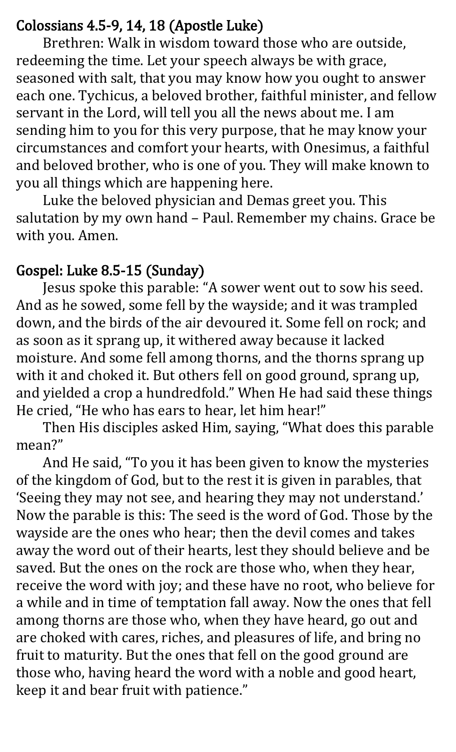## Colossians 4.5-9, 14, 18 (Apostle Luke)

Brethren: Walk in wisdom toward those who are outside, redeeming the time. Let your speech always be with grace, seasoned with salt, that you may know how you ought to answer each one. Tychicus, a beloved brother, faithful minister, and fellow servant in the Lord, will tell you all the news about me. I am sending him to you for this very purpose, that he may know your circumstances and comfort your hearts, with Onesimus, a faithful and beloved brother, who is one of you. They will make known to you all things which are happening here.

Luke the beloved physician and Demas greet you. This salutation by my own hand – Paul. Remember my chains. Grace be with you. Amen.

## Gospel: Luke 8.5-15 (Sunday)

Jesus spoke this parable: "A sower went out to sow his seed. And as he sowed, some fell by the wayside; and it was trampled down, and the birds of the air devoured it. Some fell on rock; and as soon as it sprang up, it withered away because it lacked moisture. And some fell among thorns, and the thorns sprang up with it and choked it. But others fell on good ground, sprang up, and yielded a crop a hundredfold." When He had said these things He cried, "He who has ears to hear, let him hear!"

Then His disciples asked Him, saying, "What does this parable mean?"

And He said, "To you it has been given to know the mysteries of the kingdom of God, but to the rest it is given in parables, that 'Seeing they may not see, and hearing they may not understand.' Now the parable is this: The seed is the word of God. Those by the wayside are the ones who hear; then the devil comes and takes away the word out of their hearts, lest they should believe and be saved. But the ones on the rock are those who, when they hear, receive the word with joy; and these have no root, who believe for a while and in time of temptation fall away. Now the ones that fell among thorns are those who, when they have heard, go out and are choked with cares, riches, and pleasures of life, and bring no fruit to maturity. But the ones that fell on the good ground are those who, having heard the word with a noble and good heart, keep it and bear fruit with patience."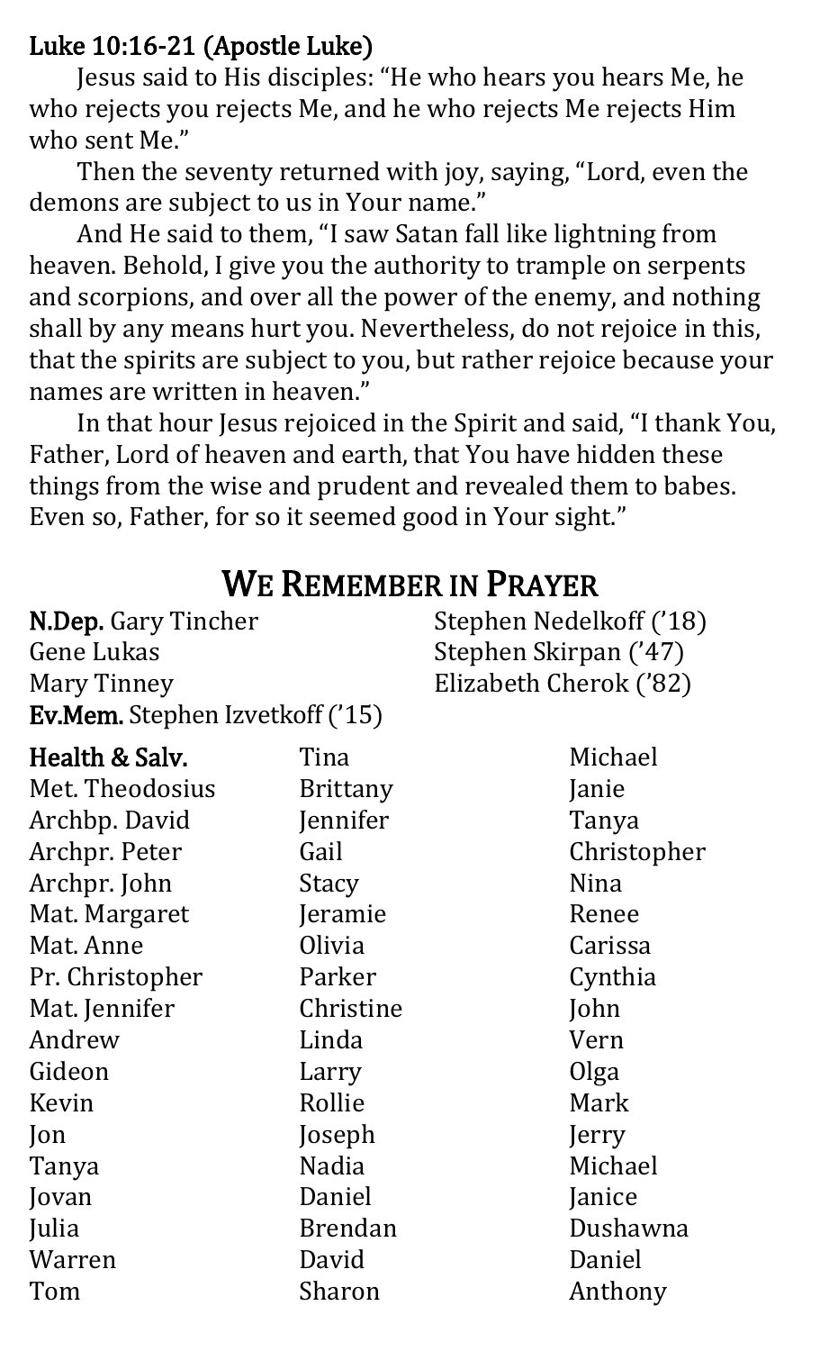**Luke 10:16-21 (Apostle Luke)**

Jesus said to His disciples: "He who hears you hears Me, he who rejects you rejects Me, and he who rejects Me rejects Him who sent Me."

Then the seventy returned with joy, saying, "Lord, even the demons are subject to us in Your name."

And He said to them, "I saw Satan fall like lightning from heaven. Behold, I give you the authority to trample on serpents and scorpions, and over all the power of the enemy, and nothing shall by any means hurt you. Nevertheless, do not rejoice in this, that the spirits are subject to you, but rather rejoice because your names are written in heaven."

In that hour Jesus rejoiced in the Spirit and said, "I thank You, Father, Lord of heaven and earth, that You have hidden these things from the wise and prudent and revealed them to babes. Even so, Father, for so it seemed good in Your sight."

## We Remember in Prayer

**N.Dep.** Gary Tincher
Gene Lukas
Mary Tinney
**Ev.Mem.** Stephen Izvetkoff ('15)
Stephen Nedelkoff ('18)
Stephen Skirpan ('47)
Elizabeth Cherok ('82)

**Health & Salv.**
Met. Theodosius
Archbp. David
Archpr. Peter
Archpr. John
Mat. Margaret
Mat. Anne
Pr. Christopher
Mat. Jennifer
Andrew
Gideon
Kevin
Jon
Tanya
Jovan
Julia
Warren
Tom
Tina
Brittany
Jennifer
Gail
Stacy
Jeramie
Olivia
Parker
Christine
Linda
Larry
Rollie
Joseph
Nadia
Daniel
Brendan
David
Sharon
Michael
Janie
Tanya
Christopher
Nina
Renee
Carissa
Cynthia
John
Vern
Olga
Mark
Jerry
Michael
Janice
Dushawna
Daniel
Anthony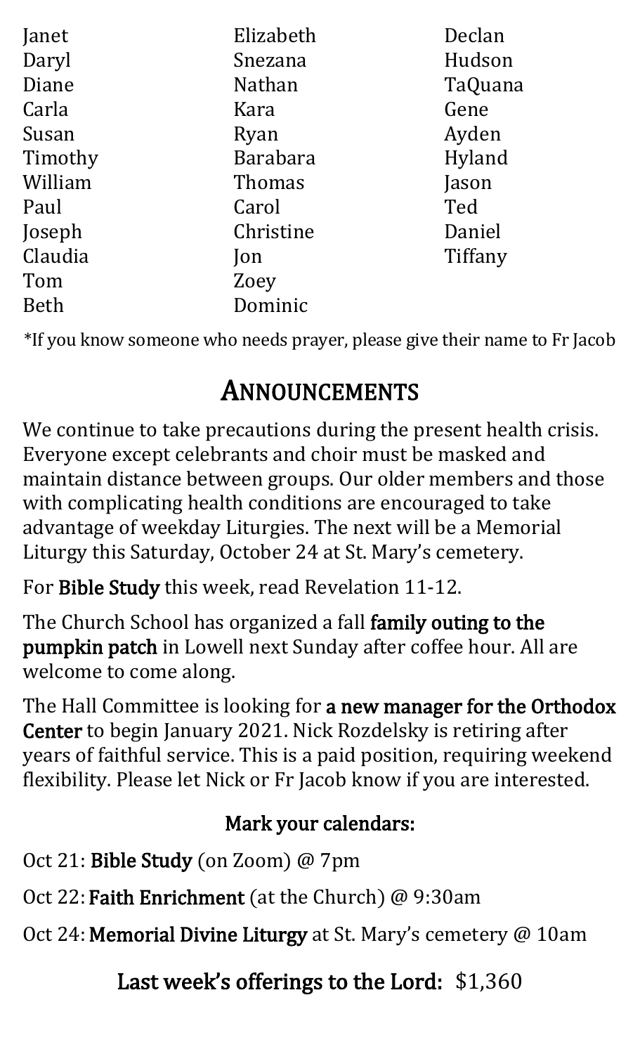Janet
Daryl
Diane
Carla
Susan
Timothy
William
Paul
Joseph
Claudia
Tom
Beth
Elizabeth
Snezana
Nathan
Kara
Ryan
Barabara
Thomas
Carol
Christine
Jon
Zoey
Dominic
Declan
Hudson
TaQuana
Gene
Ayden
Hyland
Jason
Ted
Daniel
Tiffany

*If you know someone who needs prayer, please give their name to Fr Jacob

# ANNOUNCEMENTS

We continue to take precautions during the present health crisis. Everyone except celebrants and choir must be masked and maintain distance between groups. Our older members and those with complicating health conditions are encouraged to take advantage of weekday Liturgies. The next will be a Memorial Liturgy this Saturday, October 24 at St. Mary's cemetery.

For **Bible Study** this week, read Revelation 11-12.

The Church School has organized a fall **family outing to the pumpkin patch** in Lowell next Sunday after coffee hour. All are welcome to come along.

The Hall Committee is looking for **a new manager for the Orthodox Center** to begin January 2021. Nick Rozdelsky is retiring after years of faithful service. This is a paid position, requiring weekend flexibility. Please let Nick or Fr Jacob know if you are interested.

### Mark your calendars:

Oct 21: **Bible Study** (on Zoom) @ 7pm

Oct 22: **Faith Enrichment** (at the Church) @ 9:30am

Oct 24: **Memorial Divine Liturgy** at St. Mary's cemetery @ 10am

### Last week's offerings to the Lord: $1,360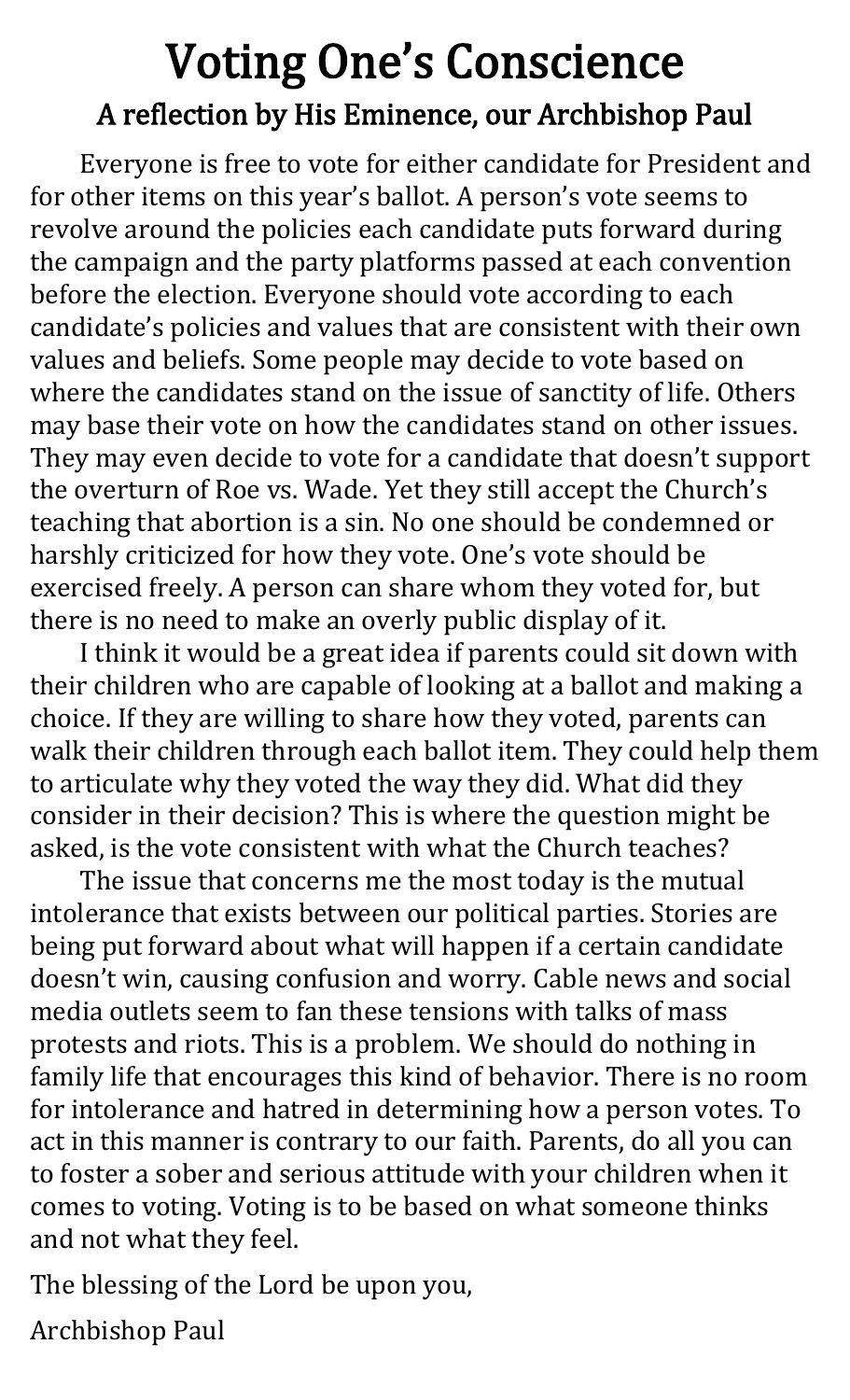# Voting One's Conscience

## A reflection by His Eminence, our Archbishop Paul

Everyone is free to vote for either candidate for President and for other items on this year's ballot. A person's vote seems to revolve around the policies each candidate puts forward during the campaign and the party platforms passed at each convention before the election. Everyone should vote according to each candidate's policies and values that are consistent with their own values and beliefs. Some people may decide to vote based on where the candidates stand on the issue of sanctity of life. Others may base their vote on how the candidates stand on other issues. They may even decide to vote for a candidate that doesn't support the overturn of Roe vs. Wade. Yet they still accept the Church's teaching that abortion is a sin. No one should be condemned or harshly criticized for how they vote. One's vote should be exercised freely. A person can share whom they voted for, but there is no need to make an overly public display of it.

I think it would be a great idea if parents could sit down with their children who are capable of looking at a ballot and making a choice. If they are willing to share how they voted, parents can walk their children through each ballot item. They could help them to articulate why they voted the way they did. What did they consider in their decision? This is where the question might be asked, is the vote consistent with what the Church teaches?

The issue that concerns me the most today is the mutual intolerance that exists between our political parties. Stories are being put forward about what will happen if a certain candidate doesn't win, causing confusion and worry. Cable news and social media outlets seem to fan these tensions with talks of mass protests and riots. This is a problem. We should do nothing in family life that encourages this kind of behavior. There is no room for intolerance and hatred in determining how a person votes. To act in this manner is contrary to our faith. Parents, do all you can to foster a sober and serious attitude with your children when it comes to voting. Voting is to be based on what someone thinks and not what they feel.

The blessing of the Lord be upon you,

Archbishop Paul